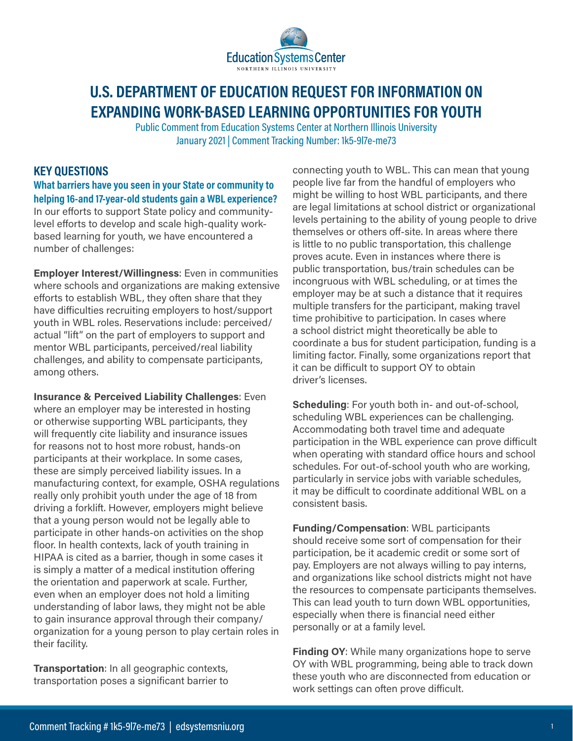Education Systems Center
NORTHERN ILLINOIS UNIVERSITY

# U.S. DEPARTMENT OF EDUCATION REQUEST FOR INFORMATION ON EXPANDING WORK-BASED LEARNING OPPORTUNITIES FOR YOUTH

Public Comment from Education Systems Center at Northern Illinois University
January 2021 | Comment Tracking Number: 1k5-9l7e-me73

## KEY QUESTIONS

### What barriers have you seen in your State or community to helping 16-and 17-year-old students gain a WBL experience?

In our efforts to support State policy and community-level efforts to develop and scale high-quality work-based learning for youth, we have encountered a number of challenges:

**Employer Interest/Willingness**: Even in communities where schools and organizations are making extensive efforts to establish WBL, they often share that they have difficulties recruiting employers to host/support youth in WBL roles. Reservations include: perceived/actual "lift" on the part of employers to support and mentor WBL participants, perceived/real liability challenges, and ability to compensate participants, among others.

**Insurance & Perceived Liability Challenges**: Even where an employer may be interested in hosting or otherwise supporting WBL participants, they will frequently cite liability and insurance issues for reasons not to host more robust, hands-on participants at their workplace. In some cases, these are simply perceived liability issues. In a manufacturing context, for example, OSHA regulations really only prohibit youth under the age of 18 from driving a forklift. However, employers might believe that a young person would not be legally able to participate in other hands-on activities on the shop floor. In health contexts, lack of youth training in HIPAA is cited as a barrier, though in some cases it is simply a matter of a medical institution offering the orientation and paperwork at scale. Further, even when an employer does not hold a limiting understanding of labor laws, they might not be able to gain insurance approval through their company/organization for a young person to play certain roles in their facility.

**Transportation**: In all geographic contexts, transportation poses a significant barrier to connecting youth to WBL. This can mean that young people live far from the handful of employers who might be willing to host WBL participants, and there are legal limitations at school district or organizational levels pertaining to the ability of young people to drive themselves or others off-site. In areas where there is little to no public transportation, this challenge proves acute. Even in instances where there is public transportation, bus/train schedules can be incongruous with WBL scheduling, or at times the employer may be at such a distance that it requires multiple transfers for the participant, making travel time prohibitive to participation. In cases where a school district might theoretically be able to coordinate a bus for student participation, funding is a limiting factor. Finally, some organizations report that it can be difficult to support OY to obtain driver's licenses.

**Scheduling**: For youth both in- and out-of-school, scheduling WBL experiences can be challenging. Accommodating both travel time and adequate participation in the WBL experience can prove difficult when operating with standard office hours and school schedules. For out-of-school youth who are working, particularly in service jobs with variable schedules, it may be difficult to coordinate additional WBL on a consistent basis.

**Funding/Compensation**: WBL participants should receive some sort of compensation for their participation, be it academic credit or some sort of pay. Employers are not always willing to pay interns, and organizations like school districts might not have the resources to compensate participants themselves. This can lead youth to turn down WBL opportunities, especially when there is financial need either personally or at a family level.

**Finding OY**: While many organizations hope to serve OY with WBL programming, being able to track down these youth who are disconnected from education or work settings can often prove difficult.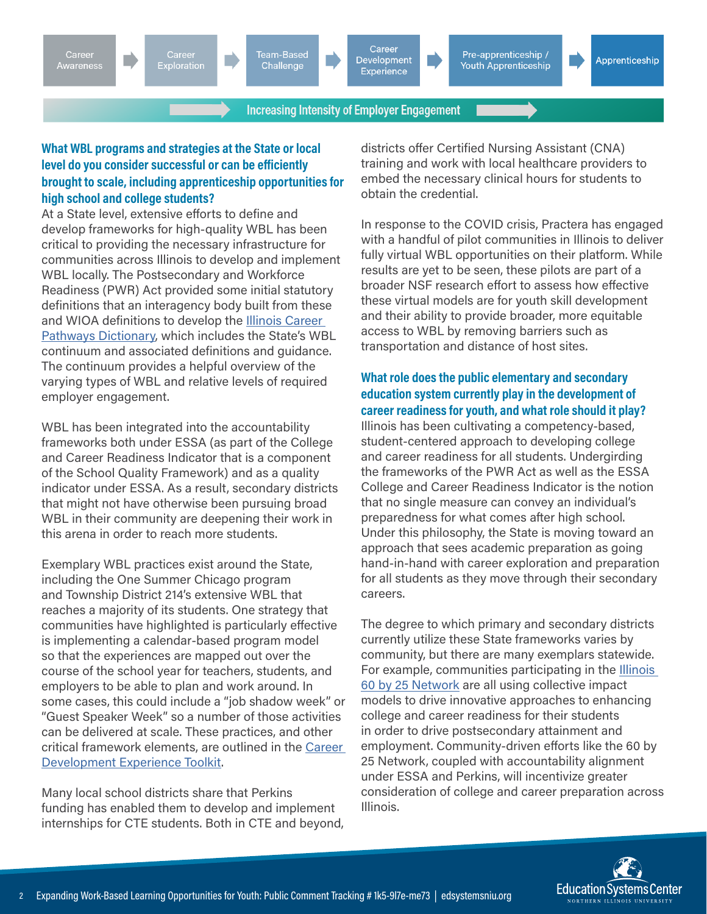Career Awareness → Career Exploration → Team-Based Challenge → Career Development Experience → Pre-apprenticeship / Youth Apprenticeship → Apprenticeship

Increasing Intensity of Employer Engagement

### What WBL programs and strategies at the State or local level do you consider successful or can be efficiently brought to scale, including apprenticeship opportunities for high school and college students?

At a State level, extensive efforts to define and develop frameworks for high-quality WBL has been critical to providing the necessary infrastructure for communities across Illinois to develop and implement WBL locally. The Postsecondary and Workforce Readiness (PWR) Act provided some initial statutory definitions that an interagency body built from these and WIOA definitions to develop the Illinois Career Pathways Dictionary, which includes the State's WBL continuum and associated definitions and guidance. The continuum provides a helpful overview of the varying types of WBL and relative levels of required employer engagement.

WBL has been integrated into the accountability frameworks both under ESSA (as part of the College and Career Readiness Indicator that is a component of the School Quality Framework) and as a quality indicator under ESSA. As a result, secondary districts that might not have otherwise been pursuing broad WBL in their community are deepening their work in this arena in order to reach more students.

Exemplary WBL practices exist around the State, including the One Summer Chicago program and Township District 214's extensive WBL that reaches a majority of its students. One strategy that communities have highlighted is particularly effective is implementing a calendar-based program model so that the experiences are mapped out over the course of the school year for teachers, students, and employers to be able to plan and work around. In some cases, this could include a "job shadow week" or "Guest Speaker Week" so a number of those activities can be delivered at scale. These practices, and other critical framework elements, are outlined in the Career Development Experience Toolkit.

Many local school districts share that Perkins funding has enabled them to develop and implement internships for CTE students. Both in CTE and beyond, districts offer Certified Nursing Assistant (CNA) training and work with local healthcare providers to embed the necessary clinical hours for students to obtain the credential.

In response to the COVID crisis, Practera has engaged with a handful of pilot communities in Illinois to deliver fully virtual WBL opportunities on their platform. While results are yet to be seen, these pilots are part of a broader NSF research effort to assess how effective these virtual models are for youth skill development and their ability to provide broader, more equitable access to WBL by removing barriers such as transportation and distance of host sites.

### What role does the public elementary and secondary education system currently play in the development of career readiness for youth, and what role should it play?

Illinois has been cultivating a competency-based, student-centered approach to developing college and career readiness for all students. Undergirding the frameworks of the PWR Act as well as the ESSA College and Career Readiness Indicator is the notion that no single measure can convey an individual's preparedness for what comes after high school. Under this philosophy, the State is moving toward an approach that sees academic preparation as going hand-in-hand with career exploration and preparation for all students as they move through their secondary careers.

The degree to which primary and secondary districts currently utilize these State frameworks varies by community, but there are many exemplars statewide. For example, communities participating in the Illinois 60 by 25 Network are all using collective impact models to drive innovative approaches to enhancing college and career readiness for their students in order to drive postsecondary attainment and employment. Community-driven efforts like the 60 by 25 Network, coupled with accountability alignment under ESSA and Perkins, will incentivize greater consideration of college and career preparation across Illinois.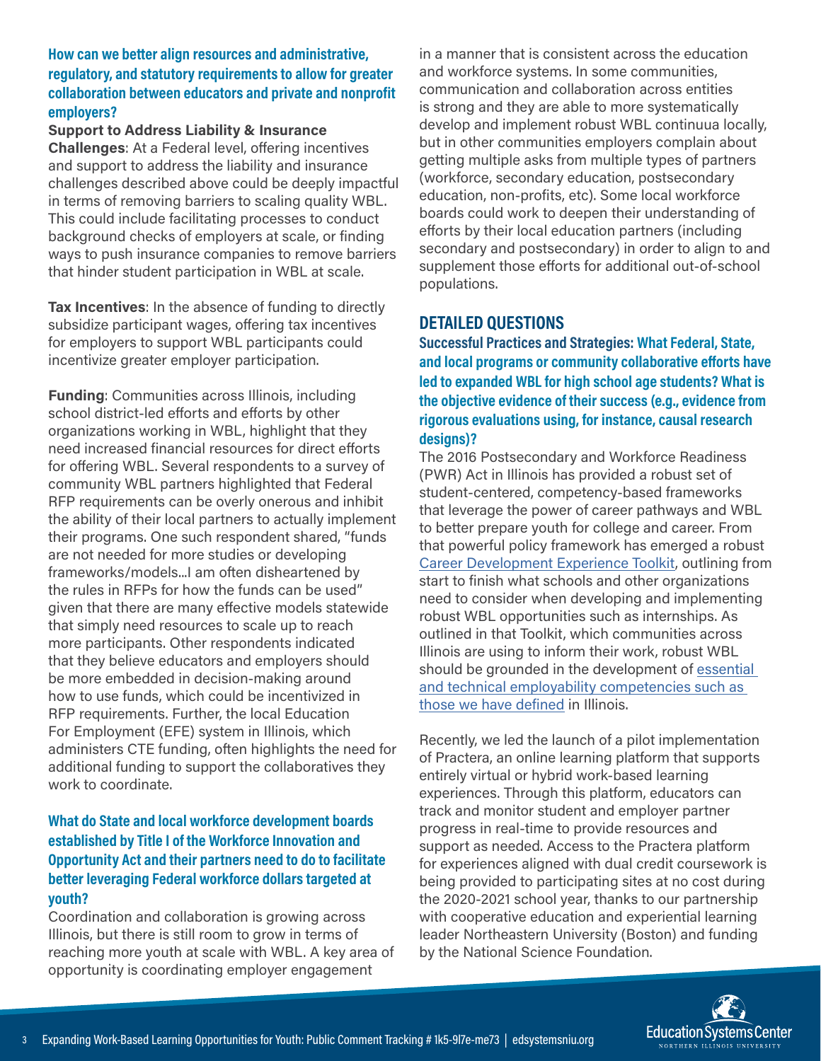### How can we better align resources and administrative, regulatory, and statutory requirements to allow for greater collaboration between educators and private and nonprofit employers?

**Support to Address Liability & Insurance Challenges**: At a Federal level, offering incentives and support to address the liability and insurance challenges described above could be deeply impactful in terms of removing barriers to scaling quality WBL. This could include facilitating processes to conduct background checks of employers at scale, or finding ways to push insurance companies to remove barriers that hinder student participation in WBL at scale.

**Tax Incentives**: In the absence of funding to directly subsidize participant wages, offering tax incentives for employers to support WBL participants could incentivize greater employer participation.

**Funding**: Communities across Illinois, including school district-led efforts and efforts by other organizations working in WBL, highlight that they need increased financial resources for direct efforts for offering WBL. Several respondents to a survey of community WBL partners highlighted that Federal RFP requirements can be overly onerous and inhibit the ability of their local partners to actually implement their programs. One such respondent shared, "funds are not needed for more studies or developing frameworks/models...I am often disheartened by the rules in RFPs for how the funds can be used" given that there are many effective models statewide that simply need resources to scale up to reach more participants. Other respondents indicated that they believe educators and employers should be more embedded in decision-making around how to use funds, which could be incentivized in RFP requirements. Further, the local Education For Employment (EFE) system in Illinois, which administers CTE funding, often highlights the need for additional funding to support the collaboratives they work to coordinate.

### What do State and local workforce development boards established by Title I of the Workforce Innovation and Opportunity Act and their partners need to do to facilitate better leveraging Federal workforce dollars targeted at youth?

Coordination and collaboration is growing across Illinois, but there is still room to grow in terms of reaching more youth at scale with WBL. A key area of opportunity is coordinating employer engagement in a manner that is consistent across the education and workforce systems. In some communities, communication and collaboration across entities is strong and they are able to more systematically develop and implement robust WBL continuua locally, but in other communities employers complain about getting multiple asks from multiple types of partners (workforce, secondary education, postsecondary education, non-profits, etc). Some local workforce boards could work to deepen their understanding of efforts by their local education partners (including secondary and postsecondary) in order to align to and supplement those efforts for additional out-of-school populations.

## DETAILED QUESTIONS

### Successful Practices and Strategies: What Federal, State, and local programs or community collaborative efforts have led to expanded WBL for high school age students? What is the objective evidence of their success (e.g., evidence from rigorous evaluations using, for instance, causal research designs)?

The 2016 Postsecondary and Workforce Readiness (PWR) Act in Illinois has provided a robust set of student-centered, competency-based frameworks that leverage the power of career pathways and WBL to better prepare youth for college and career. From that powerful policy framework has emerged a robust Career Development Experience Toolkit, outlining from start to finish what schools and other organizations need to consider when developing and implementing robust WBL opportunities such as internships. As outlined in that Toolkit, which communities across Illinois are using to inform their work, robust WBL should be grounded in the development of essential and technical employability competencies such as those we have defined in Illinois.

Recently, we led the launch of a pilot implementation of Practera, an online learning platform that supports entirely virtual or hybrid work-based learning experiences. Through this platform, educators can track and monitor student and employer partner progress in real-time to provide resources and support as needed. Access to the Practera platform for experiences aligned with dual credit coursework is being provided to participating sites at no cost during the 2020-2021 school year, thanks to our partnership with cooperative education and experiential learning leader Northeastern University (Boston) and funding by the National Science Foundation.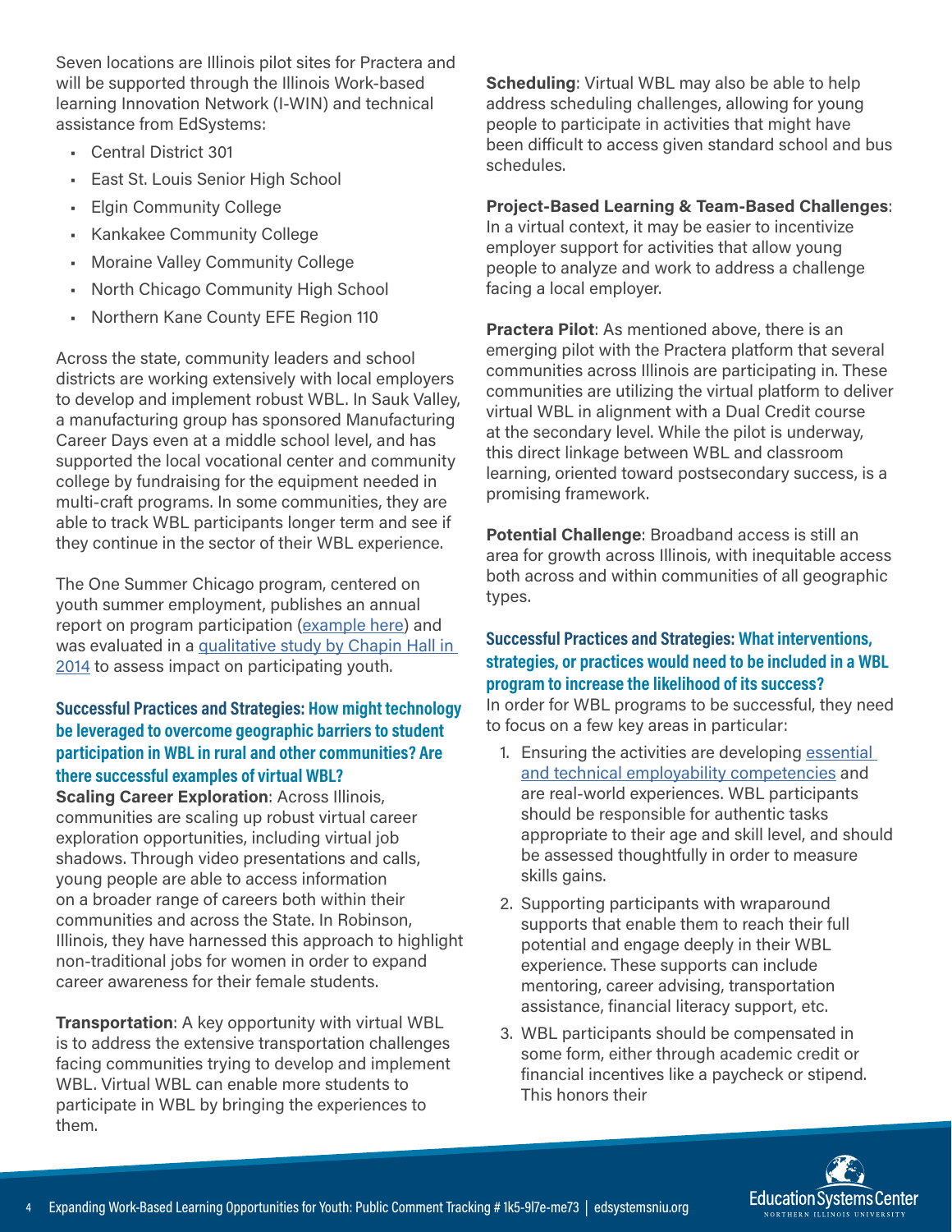Seven locations are Illinois pilot sites for Practera and will be supported through the Illinois Work-based learning Innovation Network (I-WIN) and technical assistance from EdSystems:

- Central District 301
- East St. Louis Senior High School
- Elgin Community College
- Kankakee Community College
- Moraine Valley Community College
- North Chicago Community High School
- Northern Kane County EFE Region 110

Across the state, community leaders and school districts are working extensively with local employers to develop and implement robust WBL. In Sauk Valley, a manufacturing group has sponsored Manufacturing Career Days even at a middle school level, and has supported the local vocational center and community college by fundraising for the equipment needed in multi-craft programs. In some communities, they are able to track WBL participants longer term and see if they continue in the sector of their WBL experience.

The One Summer Chicago program, centered on youth summer employment, publishes an annual report on program participation (example here) and was evaluated in a qualitative study by Chapin Hall in 2014 to assess impact on participating youth.

### Successful Practices and Strategies: How might technology be leveraged to overcome geographic barriers to student participation in WBL in rural and other communities? Are there successful examples of virtual WBL?

**Scaling Career Exploration**: Across Illinois, communities are scaling up robust virtual career exploration opportunities, including virtual job shadows. Through video presentations and calls, young people are able to access information on a broader range of careers both within their communities and across the State. In Robinson, Illinois, they have harnessed this approach to highlight non-traditional jobs for women in order to expand career awareness for their female students.

**Transportation**: A key opportunity with virtual WBL is to address the extensive transportation challenges facing communities trying to develop and implement WBL. Virtual WBL can enable more students to participate in WBL by bringing the experiences to them.

**Scheduling**: Virtual WBL may also be able to help address scheduling challenges, allowing for young people to participate in activities that might have been difficult to access given standard school and bus schedules.

**Project-Based Learning & Team-Based Challenges**: In a virtual context, it may be easier to incentivize employer support for activities that allow young people to analyze and work to address a challenge facing a local employer.

**Practera Pilot**: As mentioned above, there is an emerging pilot with the Practera platform that several communities across Illinois are participating in. These communities are utilizing the virtual platform to deliver virtual WBL in alignment with a Dual Credit course at the secondary level. While the pilot is underway, this direct linkage between WBL and classroom learning, oriented toward postsecondary success, is a promising framework.

**Potential Challenge**: Broadband access is still an area for growth across Illinois, with inequitable access both across and within communities of all geographic types.

### Successful Practices and Strategies: What interventions, strategies, or practices would need to be included in a WBL program to increase the likelihood of its success?

In order for WBL programs to be successful, they need to focus on a few key areas in particular:

1. Ensuring the activities are developing essential and technical employability competencies and are real-world experiences. WBL participants should be responsible for authentic tasks appropriate to their age and skill level, and should be assessed thoughtfully in order to measure skills gains.
2. Supporting participants with wraparound supports that enable them to reach their full potential and engage deeply in their WBL experience. These supports can include mentoring, career advising, transportation assistance, financial literacy support, etc.
3. WBL participants should be compensated in some form, either through academic credit or financial incentives like a paycheck or stipend. This honors their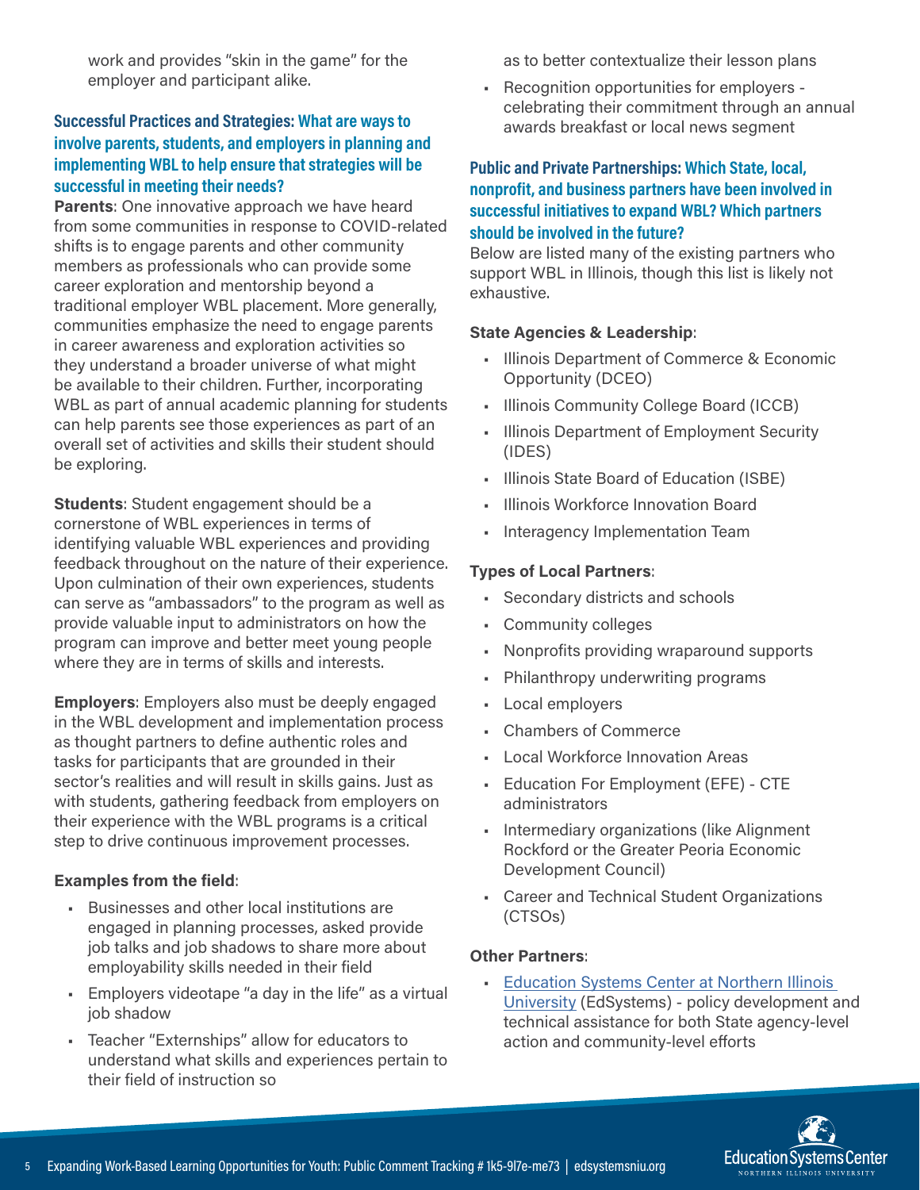work and provides "skin in the game" for the employer and participant alike.

### Successful Practices and Strategies: What are ways to involve parents, students, and employers in planning and implementing WBL to help ensure that strategies will be successful in meeting their needs?

**Parents**: One innovative approach we have heard from some communities in response to COVID-related shifts is to engage parents and other community members as professionals who can provide some career exploration and mentorship beyond a traditional employer WBL placement. More generally, communities emphasize the need to engage parents in career awareness and exploration activities so they understand a broader universe of what might be available to their children. Further, incorporating WBL as part of annual academic planning for students can help parents see those experiences as part of an overall set of activities and skills their student should be exploring.

**Students**: Student engagement should be a cornerstone of WBL experiences in terms of identifying valuable WBL experiences and providing feedback throughout on the nature of their experience. Upon culmination of their own experiences, students can serve as "ambassadors" to the program as well as provide valuable input to administrators on how the program can improve and better meet young people where they are in terms of skills and interests.

**Employers**: Employers also must be deeply engaged in the WBL development and implementation process as thought partners to define authentic roles and tasks for participants that are grounded in their sector's realities and will result in skills gains. Just as with students, gathering feedback from employers on their experience with the WBL programs is a critical step to drive continuous improvement processes.

**Examples from the field**:

- Businesses and other local institutions are engaged in planning processes, asked provide job talks and job shadows to share more about employability skills needed in their field
- Employers videotape "a day in the life" as a virtual job shadow
- Teacher "Externships" allow for educators to understand what skills and experiences pertain to their field of instruction so as to better contextualize their lesson plans
- Recognition opportunities for employers - celebrating their commitment through an annual awards breakfast or local news segment

### Public and Private Partnerships: Which State, local, nonprofit, and business partners have been involved in successful initiatives to expand WBL? Which partners should be involved in the future?

Below are listed many of the existing partners who support WBL in Illinois, though this list is likely not exhaustive.

**State Agencies & Leadership**:

- Illinois Department of Commerce & Economic Opportunity (DCEO)
- Illinois Community College Board (ICCB)
- Illinois Department of Employment Security (IDES)
- Illinois State Board of Education (ISBE)
- Illinois Workforce Innovation Board
- Interagency Implementation Team

**Types of Local Partners**:

- Secondary districts and schools
- Community colleges
- Nonprofits providing wraparound supports
- Philanthropy underwriting programs
- Local employers
- Chambers of Commerce
- Local Workforce Innovation Areas
- Education For Employment (EFE) - CTE administrators
- Intermediary organizations (like Alignment Rockford or the Greater Peoria Economic Development Council)
- Career and Technical Student Organizations (CTSOs)

**Other Partners**:

- Education Systems Center at Northern Illinois University (EdSystems) - policy development and technical assistance for both State agency-level action and community-level efforts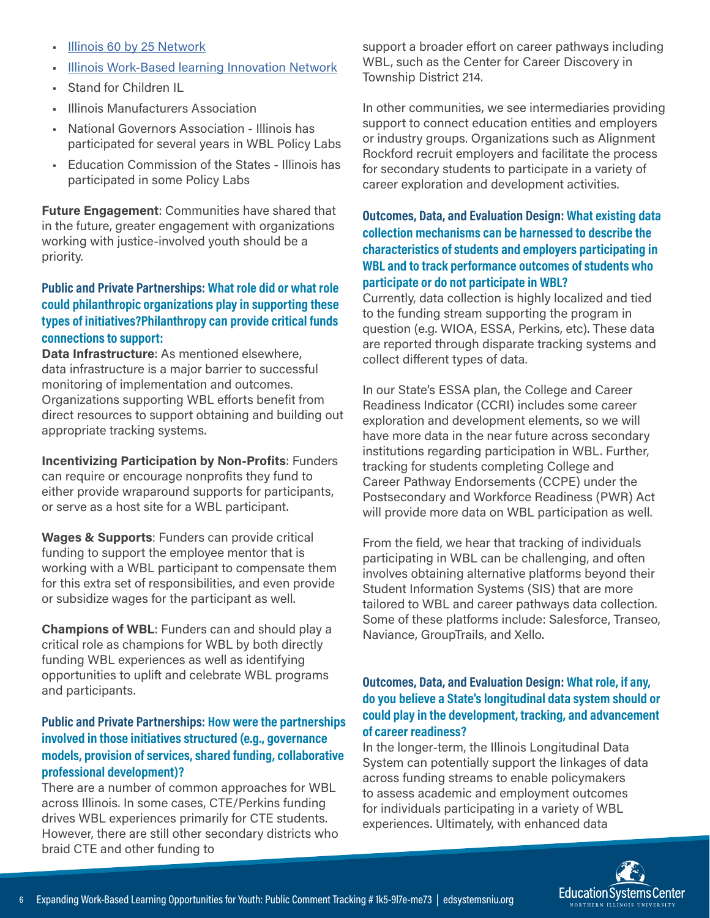- [Illinois 60 by 25 Network]()
- [Illinois Work-Based learning Innovation Network]()
- Stand for Children IL
- Illinois Manufacturers Association
- National Governors Association - Illinois has participated for several years in WBL Policy Labs
- Education Commission of the States - Illinois has participated in some Policy Labs

**Future Engagement**: Communities have shared that in the future, greater engagement with organizations working with justice-involved youth should be a priority.

### Public and Private Partnerships: What role did or what role could philanthropic organizations play in supporting these types of initiatives?Philanthropy can provide critical funds connections to support:

**Data Infrastructure**: As mentioned elsewhere, data infrastructure is a major barrier to successful monitoring of implementation and outcomes. Organizations supporting WBL efforts benefit from direct resources to support obtaining and building out appropriate tracking systems.

**Incentivizing Participation by Non-Profits**: Funders can require or encourage nonprofits they fund to either provide wraparound supports for participants, or serve as a host site for a WBL participant.

**Wages & Supports**: Funders can provide critical funding to support the employee mentor that is working with a WBL participant to compensate them for this extra set of responsibilities, and even provide or subsidize wages for the participant as well.

**Champions of WBL**: Funders can and should play a critical role as champions for WBL by both directly funding WBL experiences as well as identifying opportunities to uplift and celebrate WBL programs and participants.

### Public and Private Partnerships: How were the partnerships involved in those initiatives structured (e.g., governance models, provision of services, shared funding, collaborative professional development)?

There are a number of common approaches for WBL across Illinois. In some cases, CTE/Perkins funding drives WBL experiences primarily for CTE students. However, there are still other secondary districts who braid CTE and other funding to support a broader effort on career pathways including WBL, such as the Center for Career Discovery in Township District 214.

In other communities, we see intermediaries providing support to connect education entities and employers or industry groups. Organizations such as Alignment Rockford recruit employers and facilitate the process for secondary students to participate in a variety of career exploration and development activities.

### Outcomes, Data, and Evaluation Design: What existing data collection mechanisms can be harnessed to describe the characteristics of students and employers participating in WBL and to track performance outcomes of students who participate or do not participate in WBL?

Currently, data collection is highly localized and tied to the funding stream supporting the program in question (e.g. WIOA, ESSA, Perkins, etc). These data are reported through disparate tracking systems and collect different types of data.

In our State's ESSA plan, the College and Career Readiness Indicator (CCRI) includes some career exploration and development elements, so we will have more data in the near future across secondary institutions regarding participation in WBL. Further, tracking for students completing College and Career Pathway Endorsements (CCPE) under the Postsecondary and Workforce Readiness (PWR) Act will provide more data on WBL participation as well.

From the field, we hear that tracking of individuals participating in WBL can be challenging, and often involves obtaining alternative platforms beyond their Student Information Systems (SIS) that are more tailored to WBL and career pathways data collection. Some of these platforms include: Salesforce, Transeo, Naviance, GroupTrails, and Xello.

### Outcomes, Data, and Evaluation Design: What role, if any, do you believe a State's longitudinal data system should or could play in the development, tracking, and advancement of career readiness?

In the longer-term, the Illinois Longitudinal Data System can potentially support the linkages of data across funding streams to enable policymakers to assess academic and employment outcomes for individuals participating in a variety of WBL experiences. Ultimately, with enhanced data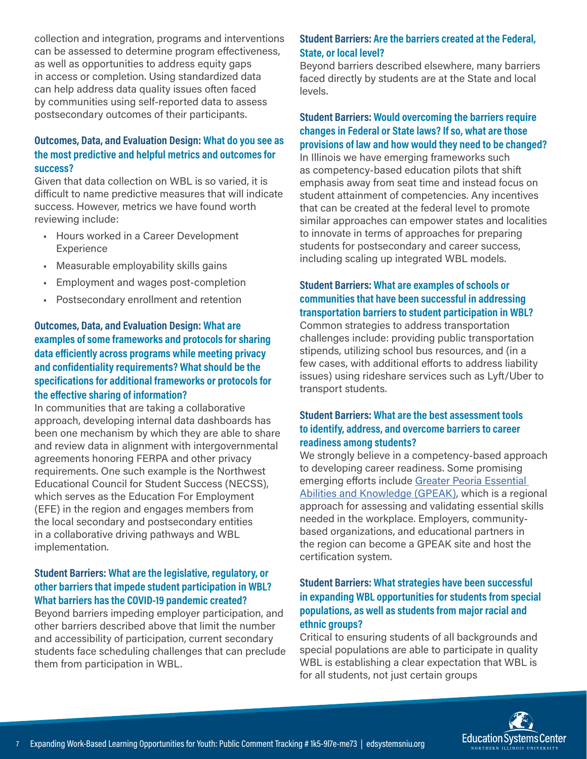collection and integration, programs and interventions can be assessed to determine program effectiveness, as well as opportunities to address equity gaps in access or completion. Using standardized data can help address data quality issues often faced by communities using self-reported data to assess postsecondary outcomes of their participants.

### Outcomes, Data, and Evaluation Design: What do you see as the most predictive and helpful metrics and outcomes for success?

Given that data collection on WBL is so varied, it is difficult to name predictive measures that will indicate success. However, metrics we have found worth reviewing include:

- Hours worked in a Career Development Experience
- Measurable employability skills gains
- Employment and wages post-completion
- Postsecondary enrollment and retention

### Outcomes, Data, and Evaluation Design: What are examples of some frameworks and protocols for sharing data efficiently across programs while meeting privacy and confidentiality requirements? What should be the specifications for additional frameworks or protocols for the effective sharing of information?

In communities that are taking a collaborative approach, developing internal data dashboards has been one mechanism by which they are able to share and review data in alignment with intergovernmental agreements honoring FERPA and other privacy requirements. One such example is the Northwest Educational Council for Student Success (NECSS), which serves as the Education For Employment (EFE) in the region and engages members from the local secondary and postsecondary entities in a collaborative driving pathways and WBL implementation.

### Student Barriers: What are the legislative, regulatory, or other barriers that impede student participation in WBL? What barriers has the COVID-19 pandemic created?

Beyond barriers impeding employer participation, and other barriers described above that limit the number and accessibility of participation, current secondary students face scheduling challenges that can preclude them from participation in WBL.

### Student Barriers: Are the barriers created at the Federal, State, or local level?

Beyond barriers described elsewhere, many barriers faced directly by students are at the State and local levels.

### Student Barriers: Would overcoming the barriers require changes in Federal or State laws? If so, what are those provisions of law and how would they need to be changed?

In Illinois we have emerging frameworks such as competency-based education pilots that shift emphasis away from seat time and instead focus on student attainment of competencies. Any incentives that can be created at the federal level to promote similar approaches can empower states and localities to innovate in terms of approaches for preparing students for postsecondary and career success, including scaling up integrated WBL models.

### Student Barriers: What are examples of schools or communities that have been successful in addressing transportation barriers to student participation in WBL?

Common strategies to address transportation challenges include: providing public transportation stipends, utilizing school bus resources, and (in a few cases, with additional efforts to address liability issues) using rideshare services such as Lyft/Uber to transport students.

### Student Barriers: What are the best assessment tools to identify, address, and overcome barriers to career readiness among students?

We strongly believe in a competency-based approach to developing career readiness. Some promising emerging efforts include [Greater Peoria Essential Abilities and Knowledge (GPEAK)], which is a regional approach for assessing and validating essential skills needed in the workplace. Employers, community-based organizations, and educational partners in the region can become a GPEAK site and host the certification system.

### Student Barriers: What strategies have been successful in expanding WBL opportunities for students from special populations, as well as students from major racial and ethnic groups?

Critical to ensuring students of all backgrounds and special populations are able to participate in quality WBL is establishing a clear expectation that WBL is for all students, not just certain groups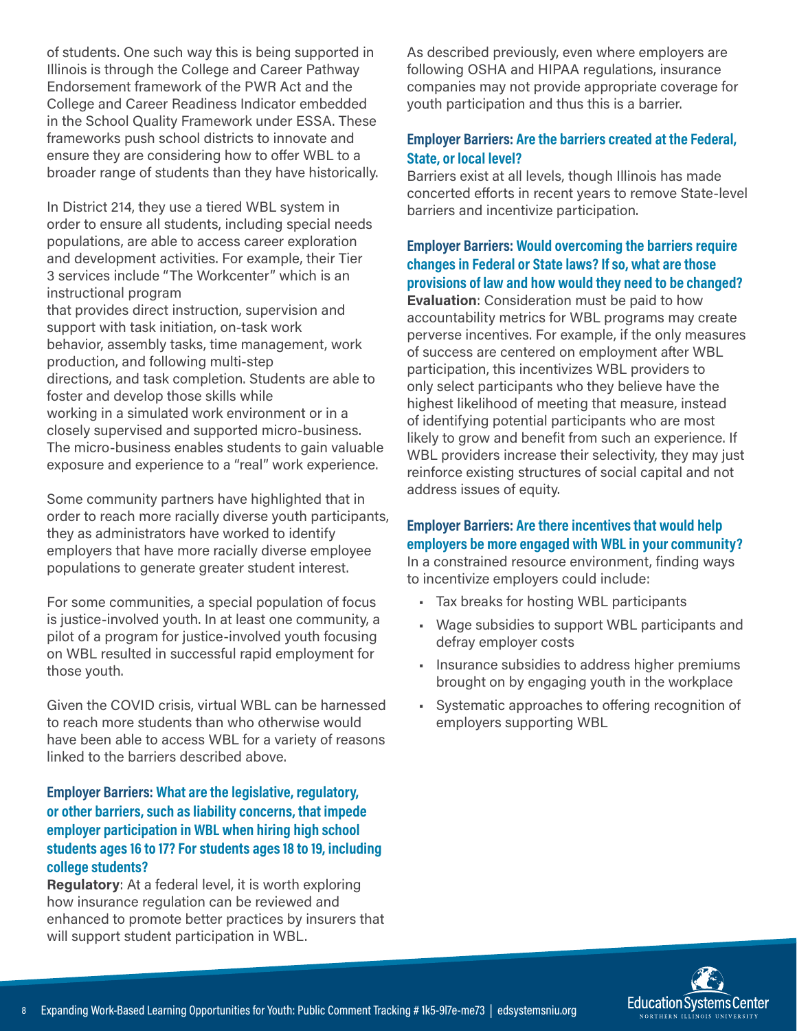of students. One such way this is being supported in Illinois is through the College and Career Pathway Endorsement framework of the PWR Act and the College and Career Readiness Indicator embedded in the School Quality Framework under ESSA. These frameworks push school districts to innovate and ensure they are considering how to offer WBL to a broader range of students than they have historically.

In District 214, they use a tiered WBL system in order to ensure all students, including special needs populations, are able to access career exploration and development activities. For example, their Tier 3 services include "The Workcenter" which is an instructional program that provides direct instruction, supervision and support with task initiation, on-task work behavior, assembly tasks, time management, work production, and following multi-step directions, and task completion. Students are able to foster and develop those skills while working in a simulated work environment or in a closely supervised and supported micro-business. The micro-business enables students to gain valuable exposure and experience to a "real" work experience.

Some community partners have highlighted that in order to reach more racially diverse youth participants, they as administrators have worked to identify employers that have more racially diverse employee populations to generate greater student interest.

For some communities, a special population of focus is justice-involved youth. In at least one community, a pilot of a program for justice-involved youth focusing on WBL resulted in successful rapid employment for those youth.

Given the COVID crisis, virtual WBL can be harnessed to reach more students than who otherwise would have been able to access WBL for a variety of reasons linked to the barriers described above.

### Employer Barriers: What are the legislative, regulatory, or other barriers, such as liability concerns, that impede employer participation in WBL when hiring high school students ages 16 to 17? For students ages 18 to 19, including college students?

**Regulatory**: At a federal level, it is worth exploring how insurance regulation can be reviewed and enhanced to promote better practices by insurers that will support student participation in WBL.

As described previously, even where employers are following OSHA and HIPAA regulations, insurance companies may not provide appropriate coverage for youth participation and thus this is a barrier.

### Employer Barriers: Are the barriers created at the Federal, State, or local level?

Barriers exist at all levels, though Illinois has made concerted efforts in recent years to remove State-level barriers and incentivize participation.

### Employer Barriers: Would overcoming the barriers require changes in Federal or State laws? If so, what are those provisions of law and how would they need to be changed?

**Evaluation**: Consideration must be paid to how accountability metrics for WBL programs may create perverse incentives. For example, if the only measures of success are centered on employment after WBL participation, this incentivizes WBL providers to only select participants who they believe have the highest likelihood of meeting that measure, instead of identifying potential participants who are most likely to grow and benefit from such an experience. If WBL providers increase their selectivity, they may just reinforce existing structures of social capital and not address issues of equity.

### Employer Barriers: Are there incentives that would help employers be more engaged with WBL in your community?

In a constrained resource environment, finding ways to incentivize employers could include:

- Tax breaks for hosting WBL participants
- Wage subsidies to support WBL participants and defray employer costs
- Insurance subsidies to address higher premiums brought on by engaging youth in the workplace
- Systematic approaches to offering recognition of employers supporting WBL